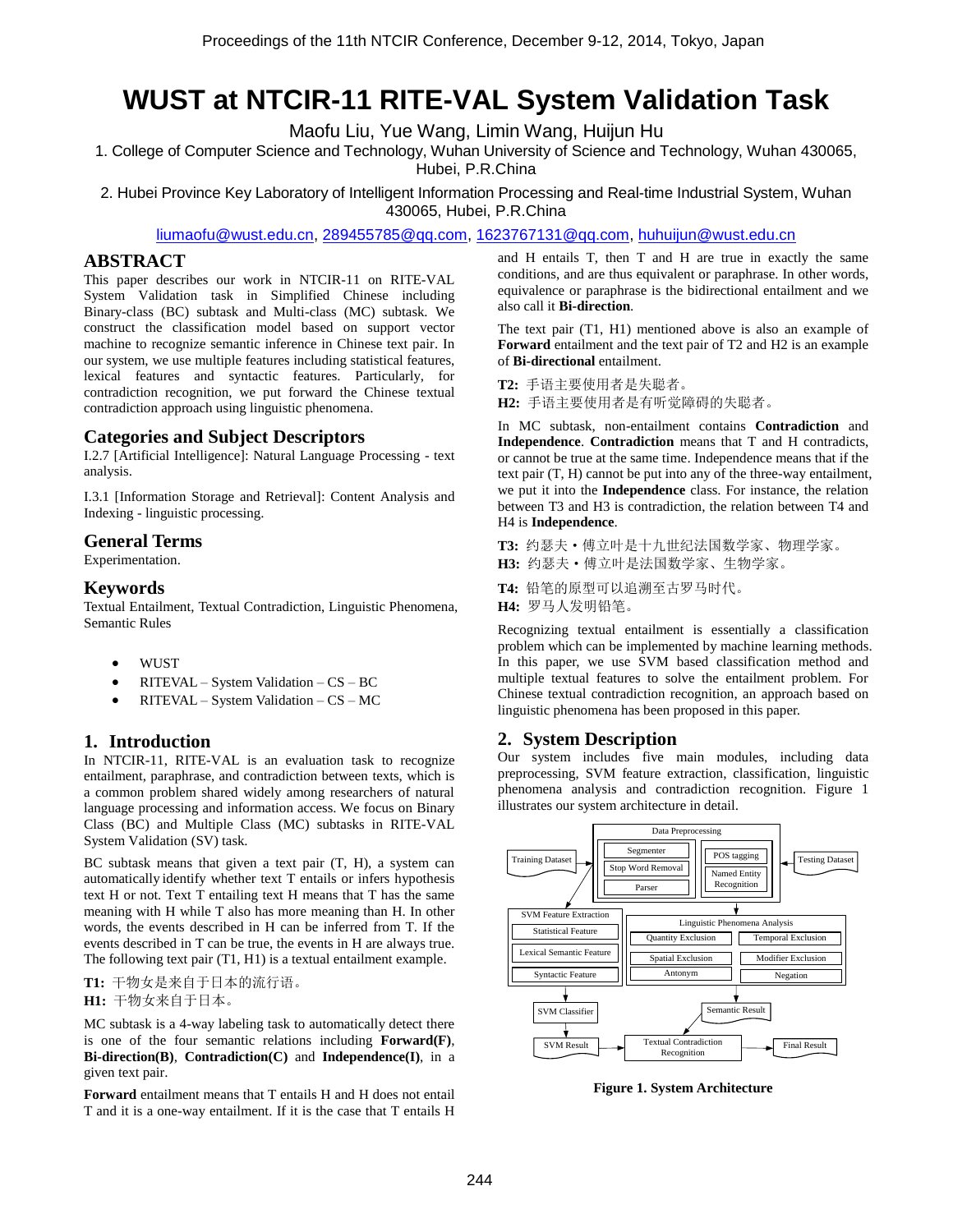# WUST at NTCIR-11 RITE-VAL System Validation Task

Maofu Liu, Yue Wang, Limin Wang, Huijun Hu

1. College of Computer Science and Technology, Wuhan University of Science and Technology, Wuhan 430065, Hubei, P.R.China

2. Hubei Province Key Laboratory of Intelligent Information Processing and Real-time Industrial System, Wuhan 430065, Hubei, P.R.China

liumaofu@wust.edu.cn, 289455785@qq.com, 1623767131@qq.com, huhuijun@wust.edu.cn

## ABSTRACT

This paper describes our work in NTCIR-11 on RITE-VAL System Validation task in Simplified Chinese including Binary-class (BC) subtask and Multi-class (MC) subtask. We construct the classification model based on support vector machine to recognize semantic inference in Chinese text pair. In our system, we use multiple features including statistical features, lexical features and syntactic features. Particularly, for contradiction recognition, we put forward the Chinese textual contradiction approach using linguistic phenomena.

## Categories and Subject Descriptors

I.2.7 [Artificial Intelligence]: Natural Language Processing - text analysis.

I.3.1 [Information Storage and Retrieval]: Content Analysis and Indexing - linguistic processing.

## General Terms

Experimentation.

## Keywords

Textual Entailment, Textual Contradiction, Linguistic Phenomena, Semantic Rules

- WUST
- RITEVAL – System Validation – CS – BC
- RITEVAL – System Validation – CS – MC

## 1. Introduction

In NTCIR-11, RITE-VAL is an evaluation task to recognize entailment, paraphrase, and contradiction between texts, which is a common problem shared widely among researchers of natural language processing and information access. We focus on Binary Class (BC) and Multiple Class (MC) subtasks in RITE-VAL System Validation (SV) task.

BC subtask means that given a text pair (T, H), a system can automatically identify whether text T entails or infers hypothesis text H or not. Text T entailing text H means that T has the same meaning with H while T also has more meaning than H. In other words, the events described in H can be inferred from T. If the events described in T can be true, the events in H are always true. The following text pair (T1, H1) is a textual entailment example.

**T1:** 干物女是来自于日本的流行语。
**H1:** 干物女来自于日本。

MC subtask is a 4-way labeling task to automatically detect there is one of the four semantic relations including **Forward(F)**, **Bi-direction(B)**, **Contradiction(C)** and **Independence(I)**, in a given text pair.

**Forward** entailment means that T entails H and H does not entail T and it is a one-way entailment. If it is the case that T entails H and H entails T, then T and H are true in exactly the same conditions, and are thus equivalent or paraphrase. In other words, equivalence or paraphrase is the bidirectional entailment and we also call it **Bi-direction**.

The text pair (T1, H1) mentioned above is also an example of **Forward** entailment and the text pair of T2 and H2 is an example of **Bi-directional** entailment.

**T2:** 手语主要使用者是失聪者。
**H2:** 手语主要使用者是有听觉障碍的失聪者。

In MC subtask, non-entailment contains **Contradiction** and **Independence**. **Contradiction** means that T and H contradicts, or cannot be true at the same time. Independence means that if the text pair (T, H) cannot be put into any of the three-way entailment, we put it into the **Independence** class. For instance, the relation between T3 and H3 is contradiction, the relation between T4 and H4 is **Independence**.

**T3:** 约瑟夫・傅立叶是十九世纪法国数学家、物理学家。
**H3:** 约瑟夫・傅立叶是法国数学家、生物学家。

**T4:** 铅笔的原型可以追溯至古罗马时代。
**H4:** 罗马人发明铅笔。

Recognizing textual entailment is essentially a classification problem which can be implemented by machine learning methods. In this paper, we use SVM based classification method and multiple textual features to solve the entailment problem. For Chinese textual contradiction recognition, an approach based on linguistic phenomena has been proposed in this paper.

## 2. System Description

Our system includes five main modules, including data preprocessing, SVM feature extraction, classification, linguistic phenomena analysis and contradiction recognition. Figure 1 illustrates our system architecture in detail.

**Figure 1. System Architecture**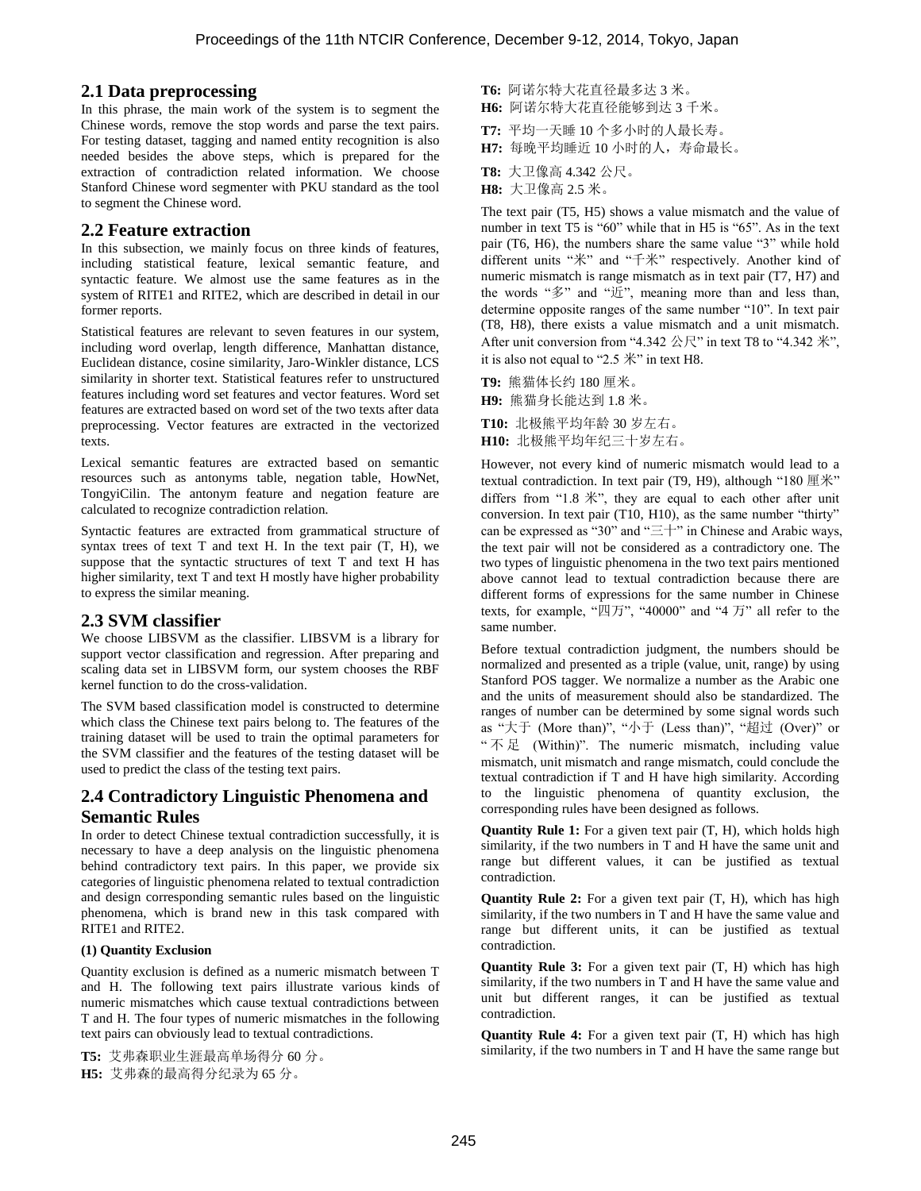## 2.1 Data preprocessing

In this phrase, the main work of the system is to segment the Chinese words, remove the stop words and parse the text pairs. For testing dataset, tagging and named entity recognition is also needed besides the above steps, which is prepared for the extraction of contradiction related information. We choose Stanford Chinese word segmenter with PKU standard as the tool to segment the Chinese word.

## 2.2 Feature extraction

In this subsection, we mainly focus on three kinds of features, including statistical feature, lexical semantic feature, and syntactic feature. We almost use the same features as in the system of RITE1 and RITE2, which are described in detail in our former reports.

Statistical features are relevant to seven features in our system, including word overlap, length difference, Manhattan distance, Euclidean distance, cosine similarity, Jaro-Winkler distance, LCS similarity in shorter text. Statistical features refer to unstructured features including word set features and vector features. Word set features are extracted based on word set of the two texts after data preprocessing. Vector features are extracted in the vectorized texts.

Lexical semantic features are extracted based on semantic resources such as antonyms table, negation table, HowNet, TongyiCilin. The antonym feature and negation feature are calculated to recognize contradiction relation.

Syntactic features are extracted from grammatical structure of syntax trees of text T and text H. In the text pair (T, H), we suppose that the syntactic structures of text T and text H has higher similarity, text T and text H mostly have higher probability to express the similar meaning.

## 2.3 SVM classifier

We choose LIBSVM as the classifier. LIBSVM is a library for support vector classification and regression. After preparing and scaling data set in LIBSVM form, our system chooses the RBF kernel function to do the cross-validation.

The SVM based classification model is constructed to determine which class the Chinese text pairs belong to. The features of the training dataset will be used to train the optimal parameters for the SVM classifier and the features of the testing dataset will be used to predict the class of the testing text pairs.

## 2.4 Contradictory Linguistic Phenomena and Semantic Rules

In order to detect Chinese textual contradiction successfully, it is necessary to have a deep analysis on the linguistic phenomena behind contradictory text pairs. In this paper, we provide six categories of linguistic phenomena related to textual contradiction and design corresponding semantic rules based on the linguistic phenomena, which is brand new in this task compared with RITE1 and RITE2.

**(1) Quantity Exclusion**

Quantity exclusion is defined as a numeric mismatch between T and H. The following text pairs illustrate various kinds of numeric mismatches which cause textual contradictions between T and H. The four types of numeric mismatches in the following text pairs can obviously lead to textual contradictions.

**T5:** 艾弗森职业生涯最高单场得分 60 分。
**H5:** 艾弗森的最高得分纪录为 65 分。

**T6:** 阿诺尔特大花直径最多达 3 米。
**H6:** 阿诺尔特大花直径能够到达 3 千米。

**T7:** 平均一天睡 10 个多小时的人最长寿。
**H7:** 每晚平均睡近 10 小时的人，寿命最长。

**T8:** 大卫像高 4.342 公尺。
**H8:** 大卫像高 2.5 米。

The text pair (T5, H5) shows a value mismatch and the value of number in text T5 is "60" while that in H5 is "65". As in the text pair (T6, H6), the numbers share the same value "3" while hold different units "米" and "千米" respectively. Another kind of numeric mismatch is range mismatch as in text pair (T7, H7) and the words "多" and "近", meaning more than and less than, determine opposite ranges of the same number "10". In text pair (T8, H8), there exists a value mismatch and a unit mismatch. After unit conversion from "4.342 公尺" in text T8 to "4.342 米", it is also not equal to "2.5 米" in text H8.

**T9:** 熊猫体长约 180 厘米。
**H9:** 熊猫身长能达到 1.8 米。

**T10:** 北极熊平均年龄 30 岁左右。
**H10:** 北极熊平均年纪三十岁左右。

However, not every kind of numeric mismatch would lead to a textual contradiction. In text pair (T9, H9), although "180 厘米" differs from "1.8 米", they are equal to each other after unit conversion. In text pair (T10, H10), as the same number "thirty" can be expressed as "30" and "三十" in Chinese and Arabic ways, the text pair will not be considered as a contradictory one. The two types of linguistic phenomena in the two text pairs mentioned above cannot lead to textual contradiction because there are different forms of expressions for the same number in Chinese texts, for example, "四万", "40000" and "4 万" all refer to the same number.

Before textual contradiction judgment, the numbers should be normalized and presented as a triple (value, unit, range) by using Stanford POS tagger. We normalize a number as the Arabic one and the units of measurement should also be standardized. The ranges of number can be determined by some signal words such as "大于 (More than)", "小于 (Less than)", "超过 (Over)" or "不足 (Within)". The numeric mismatch, including value mismatch, unit mismatch and range mismatch, could conclude the textual contradiction if T and H have high similarity. According to the linguistic phenomena of quantity exclusion, the corresponding rules have been designed as follows.

**Quantity Rule 1:** For a given text pair (T, H), which holds high similarity, if the two numbers in T and H have the same unit and range but different values, it can be justified as textual contradiction.

**Quantity Rule 2:** For a given text pair (T, H), which has high similarity, if the two numbers in T and H have the same value and range but different units, it can be justified as textual contradiction.

**Quantity Rule 3:** For a given text pair (T, H) which has high similarity, if the two numbers in T and H have the same value and unit but different ranges, it can be justified as textual contradiction.

**Quantity Rule 4:** For a given text pair (T, H) which has high similarity, if the two numbers in T and H have the same range but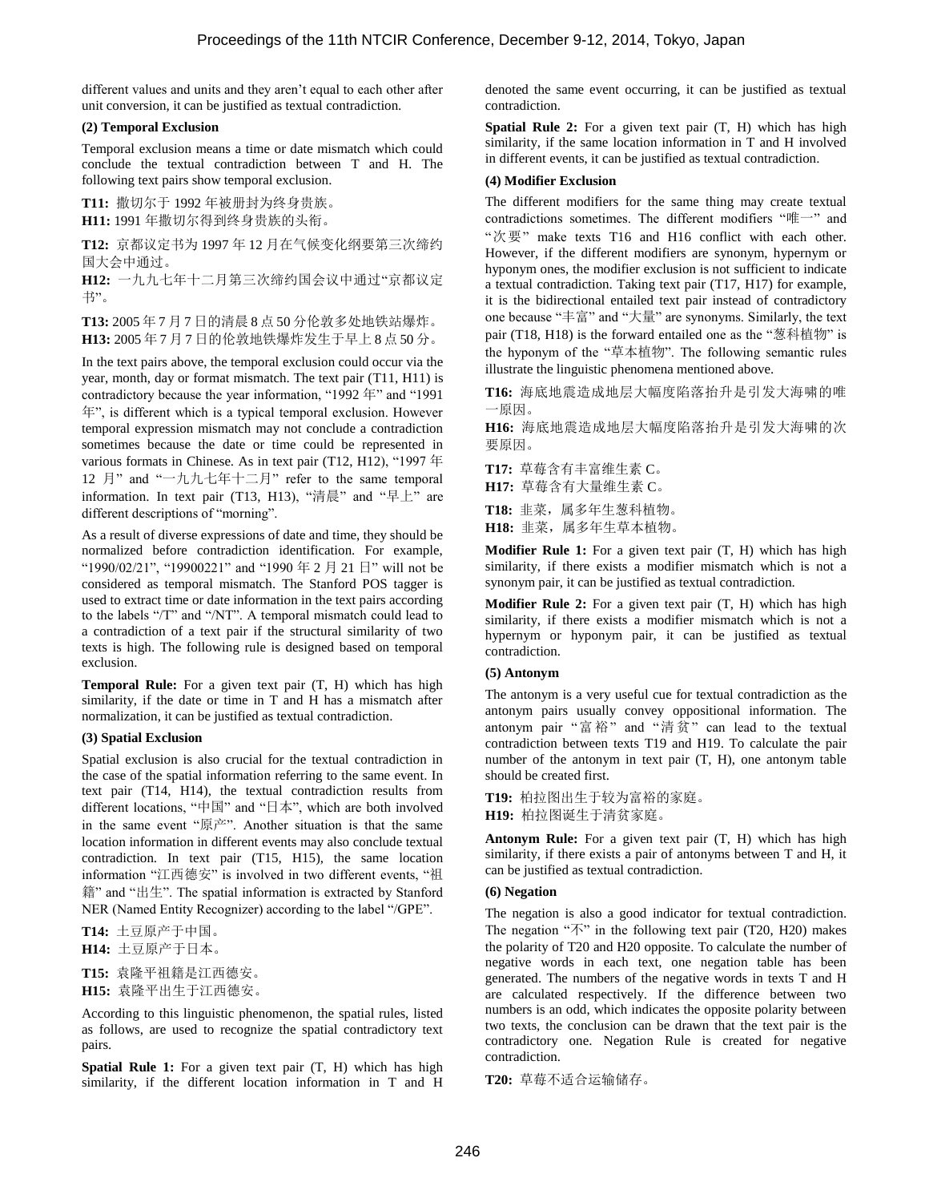different values and units and they aren't equal to each other after unit conversion, it can be justified as textual contradiction.

**(2) Temporal Exclusion**

Temporal exclusion means a time or date mismatch which could conclude the textual contradiction between T and H. The following text pairs show temporal exclusion.

**T11:** 撒切尔于 1992 年被册封为终身贵族。
**H11:** 1991 年撒切尔得到终身贵族的头衔。

**T12:** 京都议定书为 1997 年 12 月在气候变化纲要第三次缔约国大会中通过。
**H12:** 一九九七年十二月第三次缔约国会议中通过"京都议定书"。

**T13:** 2005 年 7 月 7 日的清晨 8 点 50 分伦敦多处地铁站爆炸。
**H13:** 2005 年 7 月 7 日的伦敦地铁爆炸发生于早上 8 点 50 分。

In the text pairs above, the temporal exclusion could occur via the year, month, day or format mismatch. The text pair (T11, H11) is contradictory because the year information, "1992 年" and "1991 年", is different which is a typical temporal exclusion. However temporal expression mismatch may not conclude a contradiction sometimes because the date or time could be represented in various formats in Chinese. As in text pair (T12, H12), "1997 年 12 月" and "一九九七年十二月" refer to the same temporal information. In text pair (T13, H13), "清晨" and "早上" are different descriptions of "morning".

As a result of diverse expressions of date and time, they should be normalized before contradiction identification. For example, "1990/02/21", "19900221" and "1990 年 2 月 21 日" will not be considered as temporal mismatch. The Stanford POS tagger is used to extract time or date information in the text pairs according to the labels "/T" and "/NT". A temporal mismatch could lead to a contradiction of a text pair if the structural similarity of two texts is high. The following rule is designed based on temporal exclusion.

**Temporal Rule:** For a given text pair (T, H) which has high similarity, if the date or time in T and H has a mismatch after normalization, it can be justified as textual contradiction.

**(3) Spatial Exclusion**

Spatial exclusion is also crucial for the textual contradiction in the case of the spatial information referring to the same event. In text pair (T14, H14), the textual contradiction results from different locations, "中国" and "日本", which are both involved in the same event "原产". Another situation is that the same location information in different events may also conclude textual contradiction. In text pair (T15, H15), the same location information "江西德安" is involved in two different events, "祖籍" and "出生". The spatial information is extracted by Stanford NER (Named Entity Recognizer) according to the label "/GPE".

**T14:** 土豆原产于中国。
**H14:** 土豆原产于日本。

**T15:** 袁隆平祖籍是江西德安。
**H15:** 袁隆平出生于江西德安。

According to this linguistic phenomenon, the spatial rules, listed as follows, are used to recognize the spatial contradictory text pairs.

**Spatial Rule 1:** For a given text pair (T, H) which has high similarity, if the different location information in T and H denoted the same event occurring, it can be justified as textual contradiction.

**Spatial Rule 2:** For a given text pair (T, H) which has high similarity, if the same location information in T and H involved in different events, it can be justified as textual contradiction.

**(4) Modifier Exclusion**

The different modifiers for the same thing may create textual contradictions sometimes. The different modifiers "唯一" and "次要" make texts T16 and H16 conflict with each other. However, if the different modifiers are synonym, hypernym or hyponym ones, the modifier exclusion is not sufficient to indicate a textual contradiction. Taking text pair (T17, H17) for example, it is the bidirectional entailed text pair instead of contradictory one because "丰富" and "大量" are synonyms. Similarly, the text pair (T18, H18) is the forward entailed one as the "葱科植物" is the hyponym of the "草本植物". The following semantic rules illustrate the linguistic phenomena mentioned above.

**T16:** 海底地震造成地层大幅度陷落抬升是引发大海啸的唯一原因。
**H16:** 海底地震造成地层大幅度陷落抬升是引发大海啸的次要原因。

**T17:** 草莓含有丰富维生素 C。
**H17:** 草莓含有大量维生素 C。

**T18:** 韭菜，属多年生葱科植物。
**H18:** 韭菜，属多年生草本植物。

**Modifier Rule 1:** For a given text pair (T, H) which has high similarity, if there exists a modifier mismatch which is not a synonym pair, it can be justified as textual contradiction.

**Modifier Rule 2:** For a given text pair (T, H) which has high similarity, if there exists a modifier mismatch which is not a hypernym or hyponym pair, it can be justified as textual contradiction.

**(5) Antonym**

The antonym is a very useful cue for textual contradiction as the antonym pairs usually convey oppositional information. The antonym pair "富裕" and "清贫" can lead to the textual contradiction between texts T19 and H19. To calculate the pair number of the antonym in text pair (T, H), one antonym table should be created first.

**T19:** 柏拉图出生于较为富裕的家庭。
**H19:** 柏拉图诞生于清贫家庭。

**Antonym Rule:** For a given text pair (T, H) which has high similarity, if there exists a pair of antonyms between T and H, it can be justified as textual contradiction.

**(6) Negation**

The negation is also a good indicator for textual contradiction. The negation "不" in the following text pair (T20, H20) makes the polarity of T20 and H20 opposite. To calculate the number of negative words in each text, one negation table has been generated. The numbers of the negative words in texts T and H are calculated respectively. If the difference between two numbers is an odd, which indicates the opposite polarity between two texts, the conclusion can be drawn that the text pair is the contradictory one. Negation Rule is created for negative contradiction.

**T20:** 草莓不适合运输储存。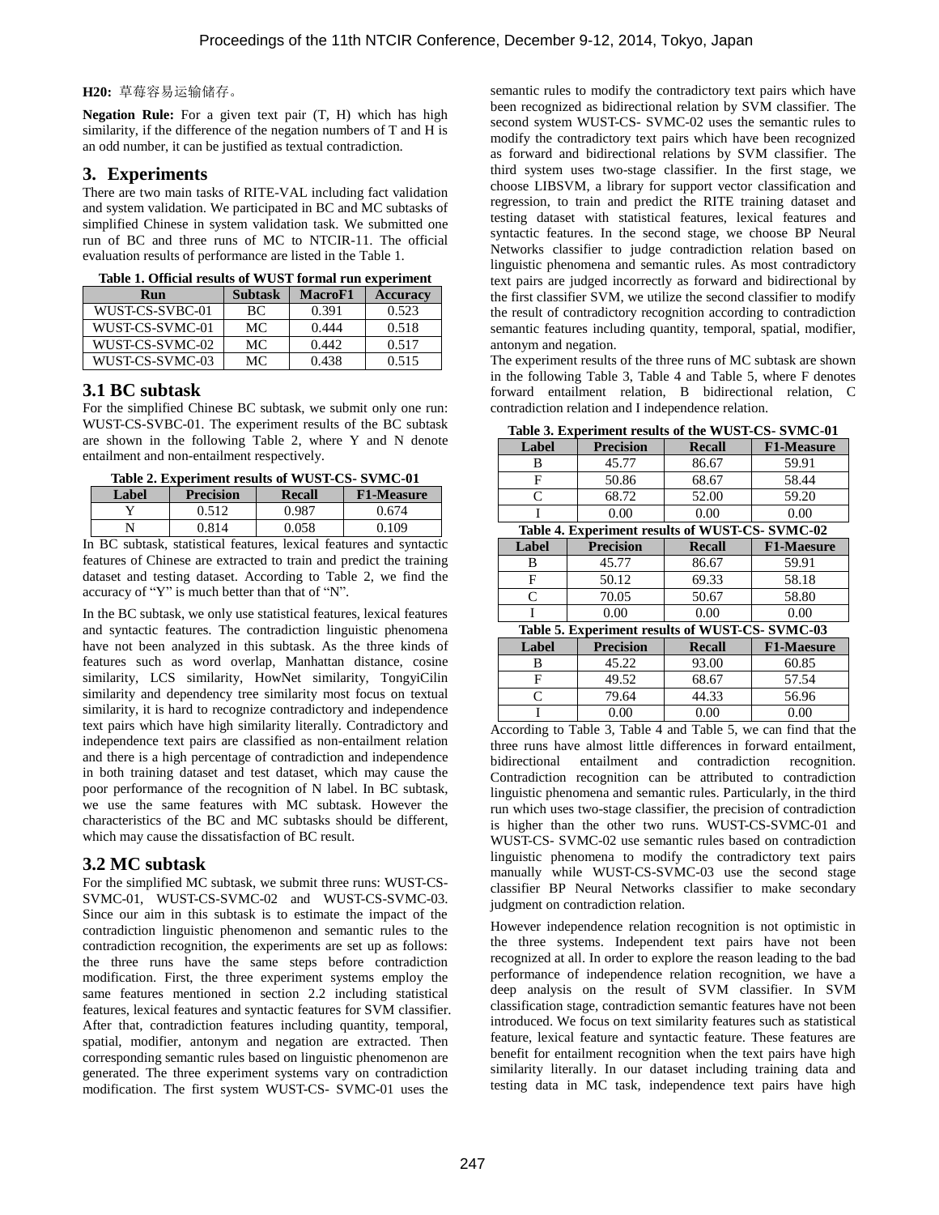**H20:** 草莓容易运输储存。

**Negation Rule:** For a given text pair (T, H) which has high similarity, if the difference of the negation numbers of T and H is an odd number, it can be justified as textual contradiction.

## 3. Experiments

There are two main tasks of RITE-VAL including fact validation and system validation. We participated in BC and MC subtasks of simplified Chinese in system validation task. We submitted one run of BC and three runs of MC to NTCIR-11. The official evaluation results of performance are listed in the Table 1.

**Table 1. Official results of WUST formal run experiment**

| Run | Subtask | MacroF1 | Accuracy |
|---|---|---|---|
| WUST-CS-SVBC-01 | BC | 0.391 | 0.523 |
| WUST-CS-SVMC-01 | MC | 0.444 | 0.518 |
| WUST-CS-SVMC-02 | MC | 0.442 | 0.517 |
| WUST-CS-SVMC-03 | MC | 0.438 | 0.515 |

### 3.1 BC subtask

For the simplified Chinese BC subtask, we submit only one run: WUST-CS-SVBC-01. The experiment results of the BC subtask are shown in the following Table 2, where Y and N denote entailment and non-entailment respectively.

**Table 2. Experiment results of WUST-CS- SVMC-01**

| Label | Precision | Recall | F1-Measure |
|---|---|---|---|
| Y | 0.512 | 0.987 | 0.674 |
| N | 0.814 | 0.058 | 0.109 |

In BC subtask, statistical features, lexical features and syntactic features of Chinese are extracted to train and predict the training dataset and testing dataset. According to Table 2, we find the accuracy of "Y" is much better than that of "N".

In the BC subtask, we only use statistical features, lexical features and syntactic features. The contradiction linguistic phenomena have not been analyzed in this subtask. As the three kinds of features such as word overlap, Manhattan distance, cosine similarity, LCS similarity, HowNet similarity, TongyiCilin similarity and dependency tree similarity most focus on textual similarity, it is hard to recognize contradictory and independence text pairs which have high similarity literally. Contradictory and independence text pairs are classified as non-entailment relation and there is a high percentage of contradiction and independence in both training dataset and test dataset, which may cause the poor performance of the recognition of N label. In BC subtask, we use the same features with MC subtask. However the characteristics of the BC and MC subtasks should be different, which may cause the dissatisfaction of BC result.

### 3.2 MC subtask

For the simplified MC subtask, we submit three runs: WUST-CS-SVMC-01, WUST-CS-SVMC-02 and WUST-CS-SVMC-03. Since our aim in this subtask is to estimate the impact of the contradiction linguistic phenomenon and semantic rules to the contradiction recognition, the experiments are set up as follows: the three runs have the same steps before contradiction modification. First, the three experiment systems employ the same features mentioned in section 2.2 including statistical features, lexical features and syntactic features for SVM classifier. After that, contradiction features including quantity, temporal, spatial, modifier, antonym and negation are extracted. Then corresponding semantic rules based on linguistic phenomenon are generated. The three experiment systems vary on contradiction modification. The first system WUST-CS- SVMC-01 uses the semantic rules to modify the contradictory text pairs which have been recognized as bidirectional relation by SVM classifier. The second system WUST-CS- SVMC-02 uses the semantic rules to modify the contradictory text pairs which have been recognized as forward and bidirectional relations by SVM classifier. The third system uses two-stage classifier. In the first stage, we choose LIBSVM, a library for support vector classification and regression, to train and predict the RITE training dataset and testing dataset with statistical features, lexical features and syntactic features. In the second stage, we choose BP Neural Networks classifier to judge contradiction relation based on linguistic phenomena and semantic rules. As most contradictory text pairs are judged incorrectly as forward and bidirectional by the first classifier SVM, we utilize the second classifier to modify the result of contradictory recognition according to contradiction semantic features including quantity, temporal, spatial, modifier, antonym and negation.

The experiment results of the three runs of MC subtask are shown in the following Table 3, Table 4 and Table 5, where F denotes forward entailment relation, B bidirectional relation, C contradiction relation and I independence relation.

**Table 3. Experiment results of the WUST-CS- SVMC-01**

| Label | Precision | Recall | F1-Measure |
|---|---|---|---|
| B | 45.77 | 86.67 | 59.91 |
| F | 50.86 | 68.67 | 58.44 |
| C | 68.72 | 52.00 | 59.20 |
| I | 0.00 | 0.00 | 0.00 |

**Table 4. Experiment results of WUST-CS- SVMC-02**

| Label | Precision | Recall | F1-Maesure |
|---|---|---|---|
| B | 45.77 | 86.67 | 59.91 |
| F | 50.12 | 69.33 | 58.18 |
| C | 70.05 | 50.67 | 58.80 |
| I | 0.00 | 0.00 | 0.00 |

**Table 5. Experiment results of WUST-CS- SVMC-03**

| Label | Precision | Recall | F1-Maesure |
|---|---|---|---|
| B | 45.22 | 93.00 | 60.85 |
| F | 49.52 | 68.67 | 57.54 |
| C | 79.64 | 44.33 | 56.96 |
| I | 0.00 | 0.00 | 0.00 |

According to Table 3, Table 4 and Table 5, we can find that the three runs have almost little differences in forward entailment, bidirectional entailment and contradiction recognition. Contradiction recognition can be attributed to contradiction linguistic phenomena and semantic rules. Particularly, in the third run which uses two-stage classifier, the precision of contradiction is higher than the other two runs. WUST-CS-SVMC-01 and WUST-CS- SVMC-02 use semantic rules based on contradiction linguistic phenomena to modify the contradictory text pairs manually while WUST-CS-SVMC-03 use the second stage classifier BP Neural Networks classifier to make secondary judgment on contradiction relation.

However independence relation recognition is not optimistic in the three systems. Independent text pairs have not been recognized at all. In order to explore the reason leading to the bad performance of independence relation recognition, we have a deep analysis on the result of SVM classifier. In SVM classification stage, contradiction semantic features have not been introduced. We focus on text similarity features such as statistical feature, lexical feature and syntactic feature. These features are benefit for entailment recognition when the text pairs have high similarity literally. In our dataset including training data and testing data in MC task, independence text pairs have high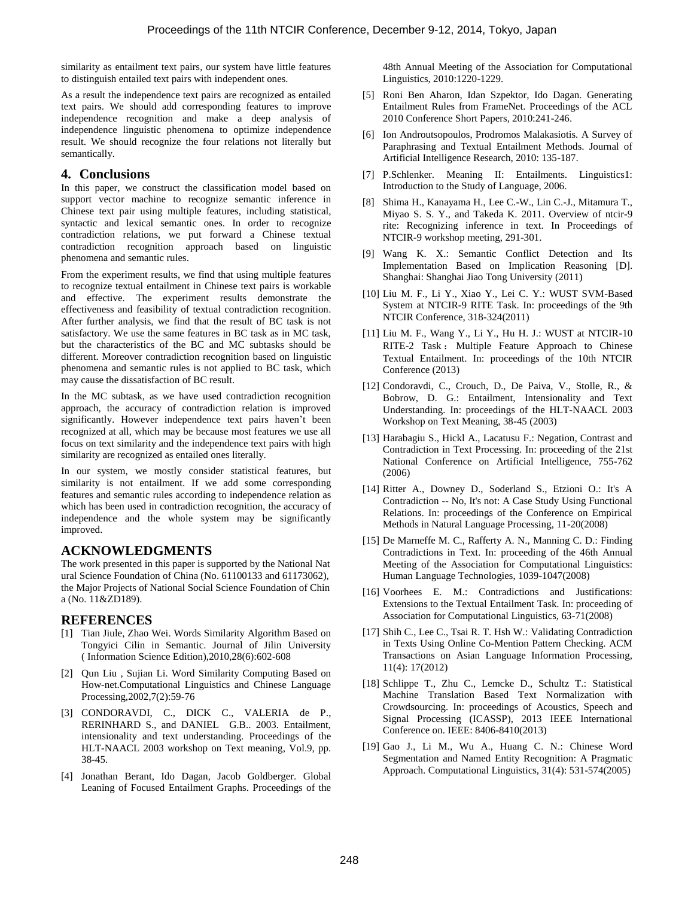similarity as entailment text pairs, our system have little features to distinguish entailed text pairs with independent ones.

As a result the independence text pairs are recognized as entailed text pairs. We should add corresponding features to improve independence recognition and make a deep analysis of independence linguistic phenomena to optimize independence result. We should recognize the four relations not literally but semantically.

## 4. Conclusions

In this paper, we construct the classification model based on support vector machine to recognize semantic inference in Chinese text pair using multiple features, including statistical, syntactic and lexical semantic ones. In order to recognize contradiction relations, we put forward a Chinese textual contradiction recognition approach based on linguistic phenomena and semantic rules.

From the experiment results, we find that using multiple features to recognize textual entailment in Chinese text pairs is workable and effective. The experiment results demonstrate the effectiveness and feasibility of textual contradiction recognition. After further analysis, we find that the result of BC task is not satisfactory. We use the same features in BC task as in MC task, but the characteristics of the BC and MC subtasks should be different. Moreover contradiction recognition based on linguistic phenomena and semantic rules is not applied to BC task, which may cause the dissatisfaction of BC result.

In the MC subtask, as we have used contradiction recognition approach, the accuracy of contradiction relation is improved significantly. However independence text pairs haven't been recognized at all, which may be because most features we use all focus on text similarity and the independence text pairs with high similarity are recognized as entailed ones literally.

In our system, we mostly consider statistical features, but similarity is not entailment. If we add some corresponding features and semantic rules according to independence relation as which has been used in contradiction recognition, the accuracy of independence and the whole system may be significantly improved.

## ACKNOWLEDGMENTS

The work presented in this paper is supported by the National Nat ural Science Foundation of China (No. 61100133 and 61173062), the Major Projects of National Social Science Foundation of Chin a (No. 11&ZD189).

## REFERENCES

[1] Tian Jiule, Zhao Wei. Words Similarity Algorithm Based on Tongyici Cilin in Semantic. Journal of Jilin University ( Information Science Edition),2010,28(6):602-608

[2] Qun Liu , Sujian Li. Word Similarity Computing Based on How-net.Computational Linguistics and Chinese Language Processing,2002,7(2):59-76

[3] CONDORAVDI, C., DICK C., VALERIA de P., RERINHARD S., and DANIEL G.B.. 2003. Entailment, intensionality and text understanding. Proceedings of the HLT-NAACL 2003 workshop on Text meaning, Vol.9, pp. 38-45.

[4] Jonathan Berant, Ido Dagan, Jacob Goldberger. Global Leaning of Focused Entailment Graphs. Proceedings of the 48th Annual Meeting of the Association for Computational Linguistics, 2010:1220-1229.

[5] Roni Ben Aharon, Idan Szpektor, Ido Dagan. Generating Entailment Rules from FrameNet. Proceedings of the ACL 2010 Conference Short Papers, 2010:241-246.

[6] Ion Androutsopoulos, Prodromos Malakasiotis. A Survey of Paraphrasing and Textual Entailment Methods. Journal of Artificial Intelligence Research, 2010: 135-187.

[7] P.Schlenker. Meaning II: Entailments. Linguistics1: Introduction to the Study of Language, 2006.

[8] Shima H., Kanayama H., Lee C.-W., Lin C.-J., Mitamura T., Miyao S. S. Y., and Takeda K. 2011. Overview of ntcir-9 rite: Recognizing inference in text. In Proceedings of NTCIR-9 workshop meeting, 291-301.

[9] Wang K. X.: Semantic Conflict Detection and Its Implementation Based on Implication Reasoning [D]. Shanghai: Shanghai Jiao Tong University (2011)

[10] Liu M. F., Li Y., Xiao Y., Lei C. Y.: WUST SVM-Based System at NTCIR-9 RITE Task. In: proceedings of the 9th NTCIR Conference, 318-324(2011)

[11] Liu M. F., Wang Y., Li Y., Hu H. J.: WUST at NTCIR-10 RITE-2 Task： Multiple Feature Approach to Chinese Textual Entailment. In: proceedings of the 10th NTCIR Conference (2013)

[12] Condoravdi, C., Crouch, D., De Paiva, V., Stolle, R., & Bobrow, D. G.: Entailment, Intensionality and Text Understanding. In: proceedings of the HLT-NAACL 2003 Workshop on Text Meaning, 38-45 (2003)

[13] Harabagiu S., Hickl A., Lacatusu F.: Negation, Contrast and Contradiction in Text Processing. In: proceeding of the 21st National Conference on Artificial Intelligence, 755-762 (2006)

[14] Ritter A., Downey D., Soderland S., Etzioni O.: It's A Contradiction -- No, It's not: A Case Study Using Functional Relations. In: proceedings of the Conference on Empirical Methods in Natural Language Processing, 11-20(2008)

[15] De Marneffe M. C., Rafferty A. N., Manning C. D.: Finding Contradictions in Text. In: proceeding of the 46th Annual Meeting of the Association for Computational Linguistics: Human Language Technologies, 1039-1047(2008)

[16] Voorhees E. M.: Contradictions and Justifications: Extensions to the Textual Entailment Task. In: proceeding of Association for Computational Linguistics, 63-71(2008)

[17] Shih C., Lee C., Tsai R. T. Hsh W.: Validating Contradiction in Texts Using Online Co-Mention Pattern Checking. ACM Transactions on Asian Language Information Processing, 11(4): 17(2012)

[18] Schlippe T., Zhu C., Lemcke D., Schultz T.: Statistical Machine Translation Based Text Normalization with Crowdsourcing. In: proceedings of Acoustics, Speech and Signal Processing (ICASSP), 2013 IEEE International Conference on. IEEE: 8406-8410(2013)

[19] Gao J., Li M., Wu A., Huang C. N.: Chinese Word Segmentation and Named Entity Recognition: A Pragmatic Approach. Computational Linguistics, 31(4): 531-574(2005)